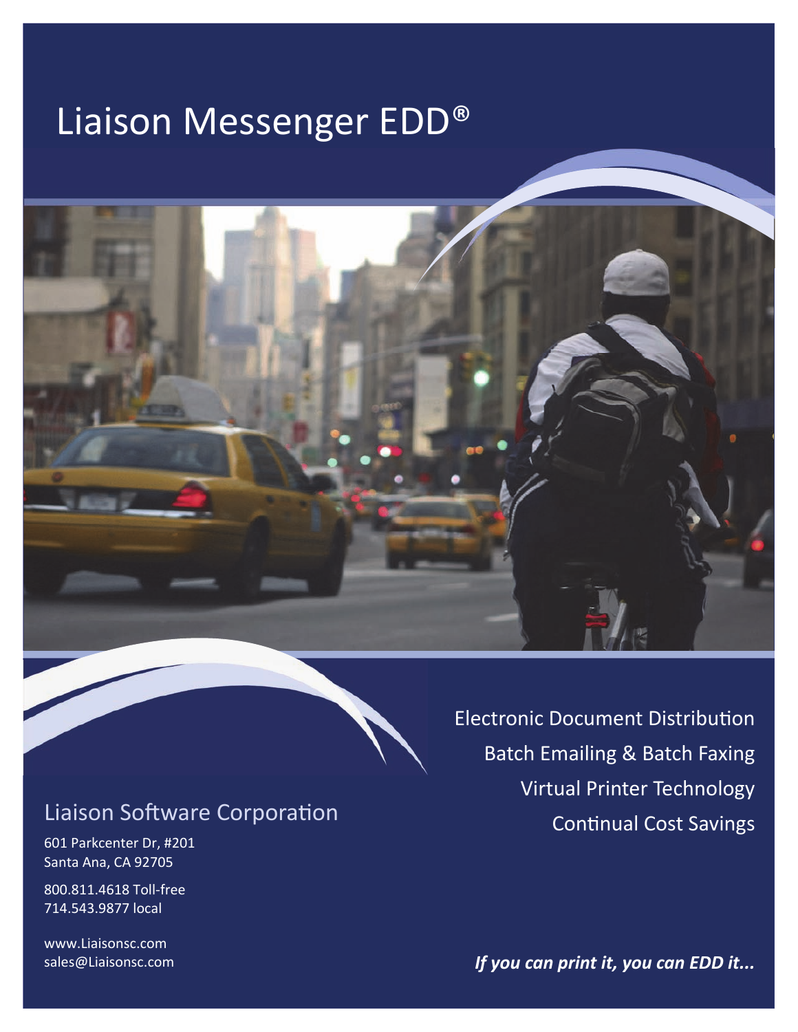# Liaison Messenger EDD®

Electronic Document Distribution

Batch Emailing & Batch Faxing

Virtual Printer Technology

Continual Cost Savings

## Liaison Software Corporation

601 Parkcenter Dr, #201
Santa Ana, CA 92705

800.811.4618 Toll-free
714.543.9877 local

www.Liaisonsc.com
sales@Liaisonsc.com

***If you can print it, you can EDD it...***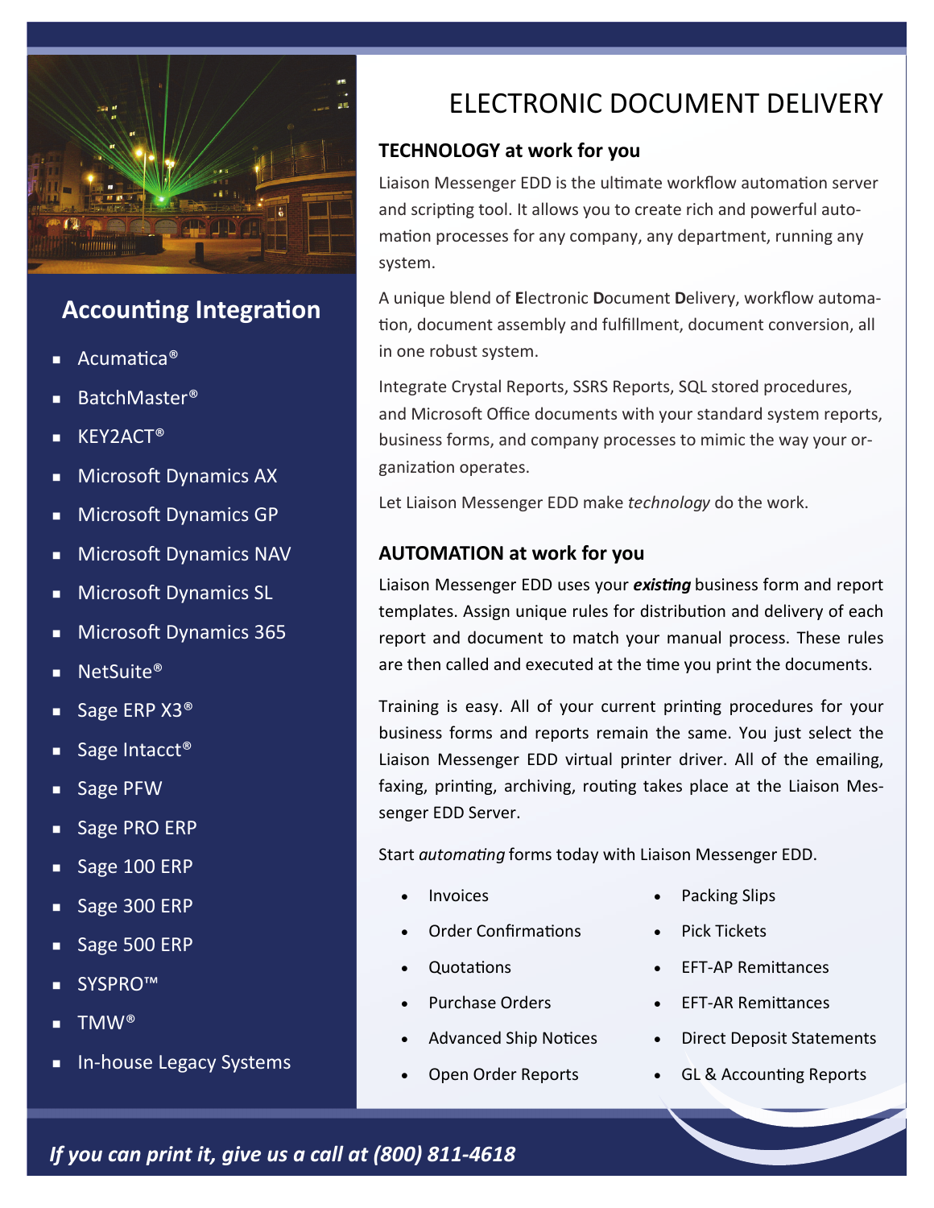## Accounting Integration

- Acumatica®
- BatchMaster®
- KEY2ACT®
- Microsoft Dynamics AX
- Microsoft Dynamics GP
- Microsoft Dynamics NAV
- Microsoft Dynamics SL
- Microsoft Dynamics 365
- NetSuite®
- Sage ERP X3®
- Sage Intacct®
- Sage PFW
- Sage PRO ERP
- Sage 100 ERP
- Sage 300 ERP
- Sage 500 ERP
- SYSPRO™
- TMW®
- In-house Legacy Systems

# ELECTRONIC DOCUMENT DELIVERY

### TECHNOLOGY at work for you

Liaison Messenger EDD is the ultimate workflow automation server and scripting tool. It allows you to create rich and powerful automation processes for any company, any department, running any system.

A unique blend of **E**lectronic **D**ocument **D**elivery, workflow automation, document assembly and fulfillment, document conversion, all in one robust system.

Integrate Crystal Reports, SSRS Reports, SQL stored procedures, and Microsoft Office documents with your standard system reports, business forms, and company processes to mimic the way your organization operates.

Let Liaison Messenger EDD make *technology* do the work.

### AUTOMATION at work for you

Liaison Messenger EDD uses your ***existing*** business form and report templates. Assign unique rules for distribution and delivery of each report and document to match your manual process. These rules are then called and executed at the time you print the documents.

Training is easy. All of your current printing procedures for your business forms and reports remain the same. You just select the Liaison Messenger EDD virtual printer driver. All of the emailing, faxing, printing, archiving, routing takes place at the Liaison Messenger EDD Server.

Start *automating* forms today with Liaison Messenger EDD.

- Invoices
- Order Confirmations
- Quotations
- Purchase Orders
- Advanced Ship Notices
- Open Order Reports
- Packing Slips
- Pick Tickets
- EFT-AP Remittances
- EFT-AR Remittances
- Direct Deposit Statements
- GL & Accounting Reports

***If you can print it, give us a call at (800) 811-4618***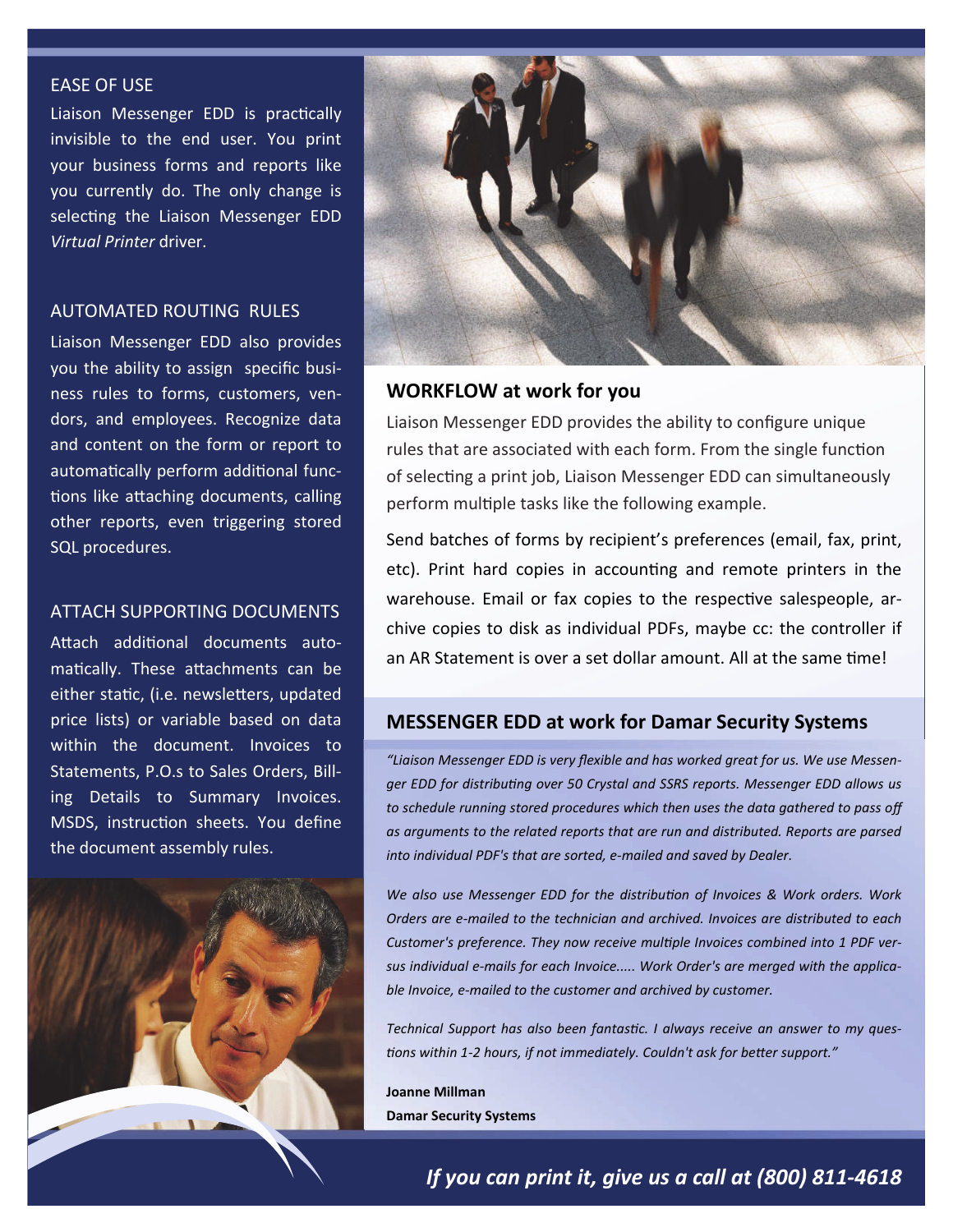## EASE OF USE

Liaison Messenger EDD is practically invisible to the end user. You print your business forms and reports like you currently do. The only change is selecting the Liaison Messenger EDD *Virtual Printer* driver.

## AUTOMATED ROUTING RULES

Liaison Messenger EDD also provides you the ability to assign specific business rules to forms, customers, vendors, and employees. Recognize data and content on the form or report to automatically perform additional functions like attaching documents, calling other reports, even triggering stored SQL procedures.

## ATTACH SUPPORTING DOCUMENTS

Attach additional documents automatically. These attachments can be either static, (i.e. newsletters, updated price lists) or variable based on data within the document. Invoices to Statements, P.O.s to Sales Orders, Billing Details to Summary Invoices. MSDS, instruction sheets. You define the document assembly rules.

## WORKFLOW at work for you

Liaison Messenger EDD provides the ability to configure unique rules that are associated with each form. From the single function of selecting a print job, Liaison Messenger EDD can simultaneously perform multiple tasks like the following example.

Send batches of forms by recipient's preferences (email, fax, print, etc). Print hard copies in accounting and remote printers in the warehouse. Email or fax copies to the respective salespeople, archive copies to disk as individual PDFs, maybe cc: the controller if an AR Statement is over a set dollar amount. All at the same time!

## MESSENGER EDD at work for Damar Security Systems

*"Liaison Messenger EDD is very flexible and has worked great for us. We use Messenger EDD for distributing over 50 Crystal and SSRS reports. Messenger EDD allows us to schedule running stored procedures which then uses the data gathered to pass off as arguments to the related reports that are run and distributed. Reports are parsed into individual PDF's that are sorted, e-mailed and saved by Dealer.*

*We also use Messenger EDD for the distribution of Invoices & Work orders. Work Orders are e-mailed to the technician and archived. Invoices are distributed to each Customer's preference. They now receive multiple Invoices combined into 1 PDF versus individual e-mails for each Invoice..... Work Order's are merged with the applicable Invoice, e-mailed to the customer and archived by customer.*

*Technical Support has also been fantastic. I always receive an answer to my questions within 1-2 hours, if not immediately. Couldn't ask for better support."*

**Joanne Millman**
**Damar Security Systems**

***If you can print it, give us a call at (800) 811-4618***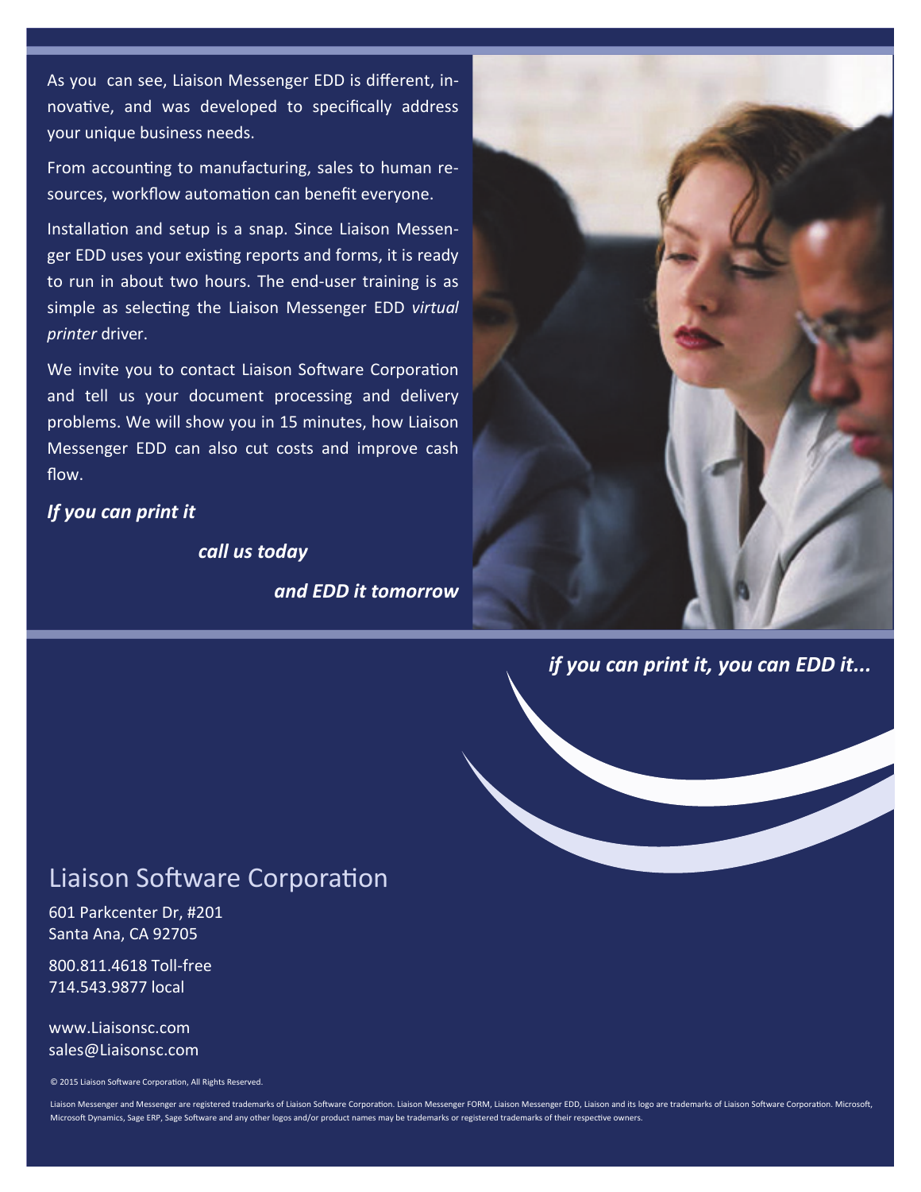As you can see, Liaison Messenger EDD is different, innovative, and was developed to specifically address your unique business needs.

From accounting to manufacturing, sales to human resources, workflow automation can benefit everyone.

Installation and setup is a snap. Since Liaison Messenger EDD uses your existing reports and forms, it is ready to run in about two hours. The end-user training is as simple as selecting the Liaison Messenger EDD *virtual printer* driver.

We invite you to contact Liaison Software Corporation and tell us your document processing and delivery problems. We will show you in 15 minutes, how Liaison Messenger EDD can also cut costs and improve cash flow.

***If you can print it***

***call us today***

***and EDD it tomorrow***

***if you can print it, you can EDD it...***

## Liaison Software Corporation

601 Parkcenter Dr, #201
Santa Ana, CA 92705

800.811.4618 Toll-free
714.543.9877 local

www.Liaisonsc.com
sales@Liaisonsc.com

© 2015 Liaison Software Corporation, All Rights Reserved.

Liaison Messenger and Messenger are registered trademarks of Liaison Software Corporation. Liaison Messenger FORM, Liaison Messenger EDD, Liaison and its logo are trademarks of Liaison Software Corporation. Microsoft, Microsoft Dynamics, Sage ERP, Sage Software and any other logos and/or product names may be trademarks or registered trademarks of their respective owners.